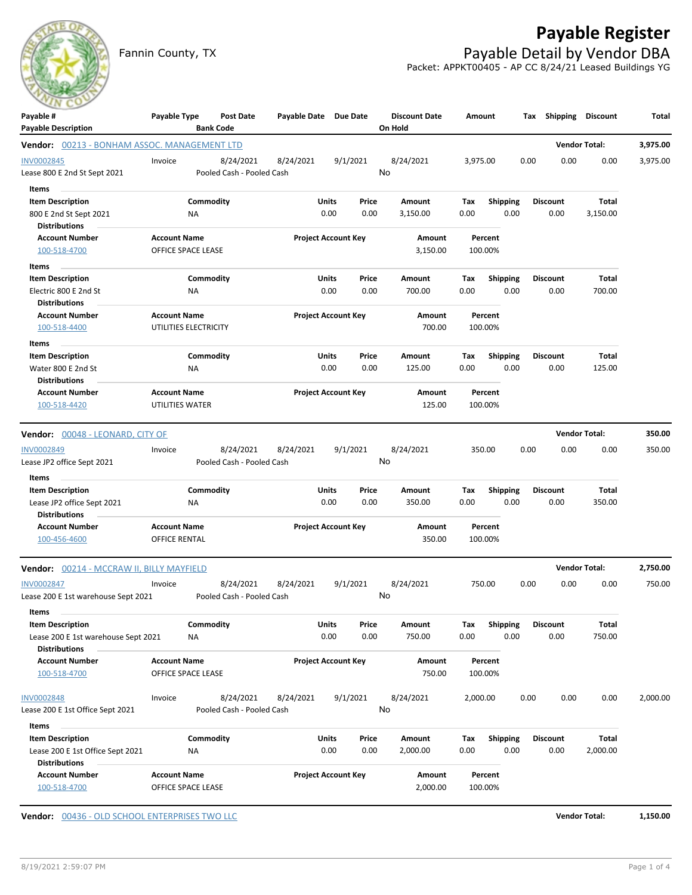# Payable Register

Fannin County, TX

## Payable Detail by Vendor DBA

Packet: APPKT00405 - AP CC 8/24/21 Leased Buildings YG

| Payable # / Payable Description | Payable Type | Post Date / Bank Code | Payable Date | Due Date | Discount Date / On Hold | Amount | Tax | Shipping | Discount | Total |
|---|---|---|---|---|---|---|---|---|---|---|

**Vendor: 00213 - BONHAM ASSOC. MANAGEMENT LTD** — Vendor Total: **3,975.00**

| Payable # | Payable Type | Post Date | Payable Date | Due Date | Discount Date | Amount | Tax | Shipping | Discount | Total |
|---|---|---|---|---|---|---|---|---|---|---|
| INV0002845 | Invoice | 8/24/2021 | 8/24/2021 | 9/1/2021 | 8/24/2021 | 3,975.00 | 0.00 | 0.00 | 0.00 | 3,975.00 |
| Lease 800 E 2nd St Sept 2021 | | Pooled Cash - Pooled Cash | | | No | | | | | |

Items

| Item Description | Commodity | Units | Price | Amount | Tax | Shipping | Discount | Total |
|---|---|---|---|---|---|---|---|---|
| 800 E 2nd St Sept 2021 | NA | 0.00 | 0.00 | 3,150.00 | 0.00 | 0.00 | 0.00 | 3,150.00 |

Distributions

| Account Number | Account Name | Project Account Key | Amount | Percent |
|---|---|---|---|---|
| 100-518-4700 | OFFICE SPACE LEASE | | 3,150.00 | 100.00% |

Items

| Item Description | Commodity | Units | Price | Amount | Tax | Shipping | Discount | Total |
|---|---|---|---|---|---|---|---|---|
| Electric 800 E 2nd St | NA | 0.00 | 0.00 | 700.00 | 0.00 | 0.00 | 0.00 | 700.00 |

Distributions

| Account Number | Account Name | Project Account Key | Amount | Percent |
|---|---|---|---|---|
| 100-518-4400 | UTILITIES ELECTRICITY | | 700.00 | 100.00% |

Items

| Item Description | Commodity | Units | Price | Amount | Tax | Shipping | Discount | Total |
|---|---|---|---|---|---|---|---|---|
| Water 800 E 2nd St | NA | 0.00 | 0.00 | 125.00 | 0.00 | 0.00 | 0.00 | 125.00 |

Distributions

| Account Number | Account Name | Project Account Key | Amount | Percent |
|---|---|---|---|---|
| 100-518-4420 | UTILITIES WATER | | 125.00 | 100.00% |

**Vendor: 00048 - LEONARD, CITY OF** — Vendor Total: **350.00**

| Payable # | Payable Type | Post Date | Payable Date | Due Date | Discount Date | Amount | Tax | Shipping | Discount | Total |
|---|---|---|---|---|---|---|---|---|---|---|
| INV0002849 | Invoice | 8/24/2021 | 8/24/2021 | 9/1/2021 | 8/24/2021 | 350.00 | 0.00 | 0.00 | 0.00 | 350.00 |
| Lease JP2 office Sept 2021 | | Pooled Cash - Pooled Cash | | | No | | | | | |

Items

| Item Description | Commodity | Units | Price | Amount | Tax | Shipping | Discount | Total |
|---|---|---|---|---|---|---|---|---|
| Lease JP2 office Sept 2021 | NA | 0.00 | 0.00 | 350.00 | 0.00 | 0.00 | 0.00 | 350.00 |

Distributions

| Account Number | Account Name | Project Account Key | Amount | Percent |
|---|---|---|---|---|
| 100-456-4600 | OFFICE RENTAL | | 350.00 | 100.00% |

**Vendor: 00214 - MCCRAW II, BILLY MAYFIELD** — Vendor Total: **2,750.00**

| Payable # | Payable Type | Post Date | Payable Date | Due Date | Discount Date | Amount | Tax | Shipping | Discount | Total |
|---|---|---|---|---|---|---|---|---|---|---|
| INV0002847 | Invoice | 8/24/2021 | 8/24/2021 | 9/1/2021 | 8/24/2021 | 750.00 | 0.00 | 0.00 | 0.00 | 750.00 |
| Lease 200 E 1st warehouse Sept 2021 | | Pooled Cash - Pooled Cash | | | No | | | | | |

Items

| Item Description | Commodity | Units | Price | Amount | Tax | Shipping | Discount | Total |
|---|---|---|---|---|---|---|---|---|
| Lease 200 E 1st warehouse Sept 2021 | NA | 0.00 | 0.00 | 750.00 | 0.00 | 0.00 | 0.00 | 750.00 |

Distributions

| Account Number | Account Name | Project Account Key | Amount | Percent |
|---|---|---|---|---|
| 100-518-4700 | OFFICE SPACE LEASE | | 750.00 | 100.00% |

| Payable # | Payable Type | Post Date | Payable Date | Due Date | Discount Date | Amount | Tax | Shipping | Discount | Total |
|---|---|---|---|---|---|---|---|---|---|---|
| INV0002848 | Invoice | 8/24/2021 | 8/24/2021 | 9/1/2021 | 8/24/2021 | 2,000.00 | 0.00 | 0.00 | 0.00 | 2,000.00 |
| Lease 200 E 1st Office Sept 2021 | | Pooled Cash - Pooled Cash | | | No | | | | | |

Items

| Item Description | Commodity | Units | Price | Amount | Tax | Shipping | Discount | Total |
|---|---|---|---|---|---|---|---|---|
| Lease 200 E 1st Office Sept 2021 | NA | 0.00 | 0.00 | 2,000.00 | 0.00 | 0.00 | 0.00 | 2,000.00 |

Distributions

| Account Number | Account Name | Project Account Key | Amount | Percent |
|---|---|---|---|---|
| 100-518-4700 | OFFICE SPACE LEASE | | 2,000.00 | 100.00% |

**Vendor: 00436 - OLD SCHOOL ENTERPRISES TWO LLC** — Vendor Total: **1,150.00**

8/19/2021 2:59:07 PM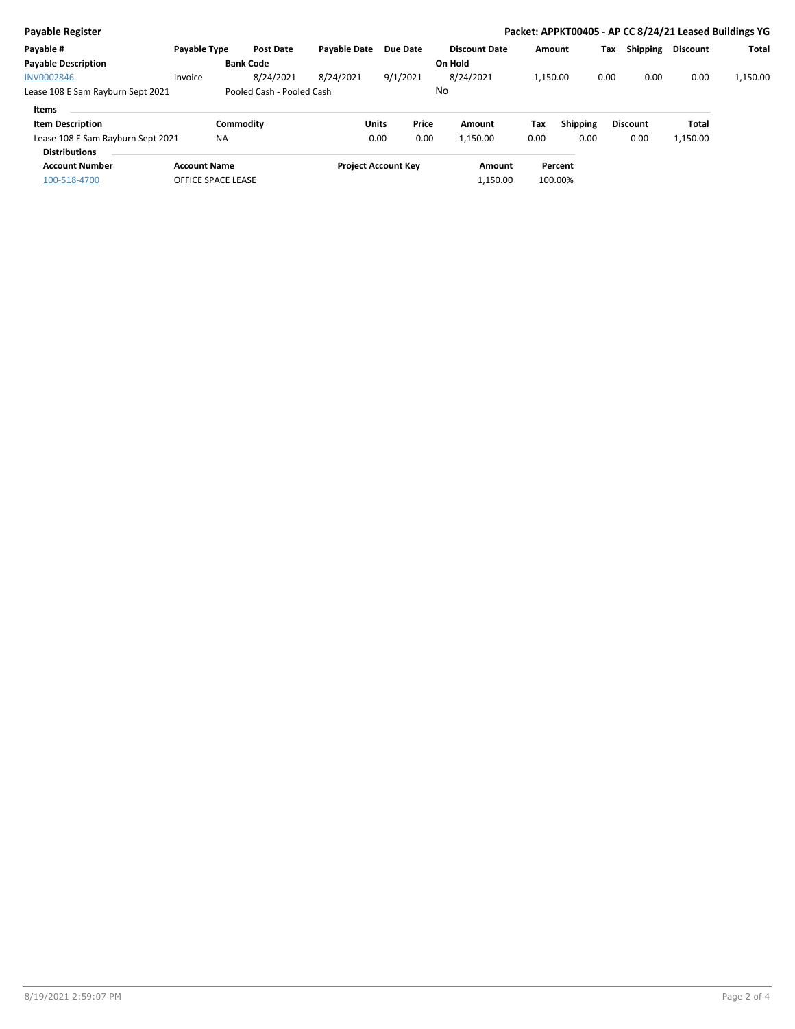**Payable Register**

**Packet: APPKT00405 - AP CC 8/24/21 Leased Buildings YG**

| Payable # | Payable Type | Post Date | Payable Date | Due Date | Discount Date | Amount | Tax | Shipping | Discount | Total |
|---|---|---|---|---|---|---|---|---|---|---|
| **Payable Description** | | **Bank Code** | | | **On Hold** | | | | | |
| INV0002846 | Invoice | 8/24/2021 | 8/24/2021 | 9/1/2021 | 8/24/2021 | 1,150.00 | 0.00 | 0.00 | 0.00 | 1,150.00 |
| Lease 108 E Sam Rayburn Sept 2021 | | Pooled Cash - Pooled Cash | | | No | | | | | |

**Items**

| Item Description | Commodity | Units | Price | Amount | Tax | Shipping | Discount | Total |
|---|---|---|---|---|---|---|---|---|
| Lease 108 E Sam Rayburn Sept 2021 | NA | 0.00 | 0.00 | 1,150.00 | 0.00 | 0.00 | 0.00 | 1,150.00 |

**Distributions**

| Account Number | Account Name | Project Account Key | Amount | Percent |
|---|---|---|---|---|
| 100-518-4700 | OFFICE SPACE LEASE | | 1,150.00 | 100.00% |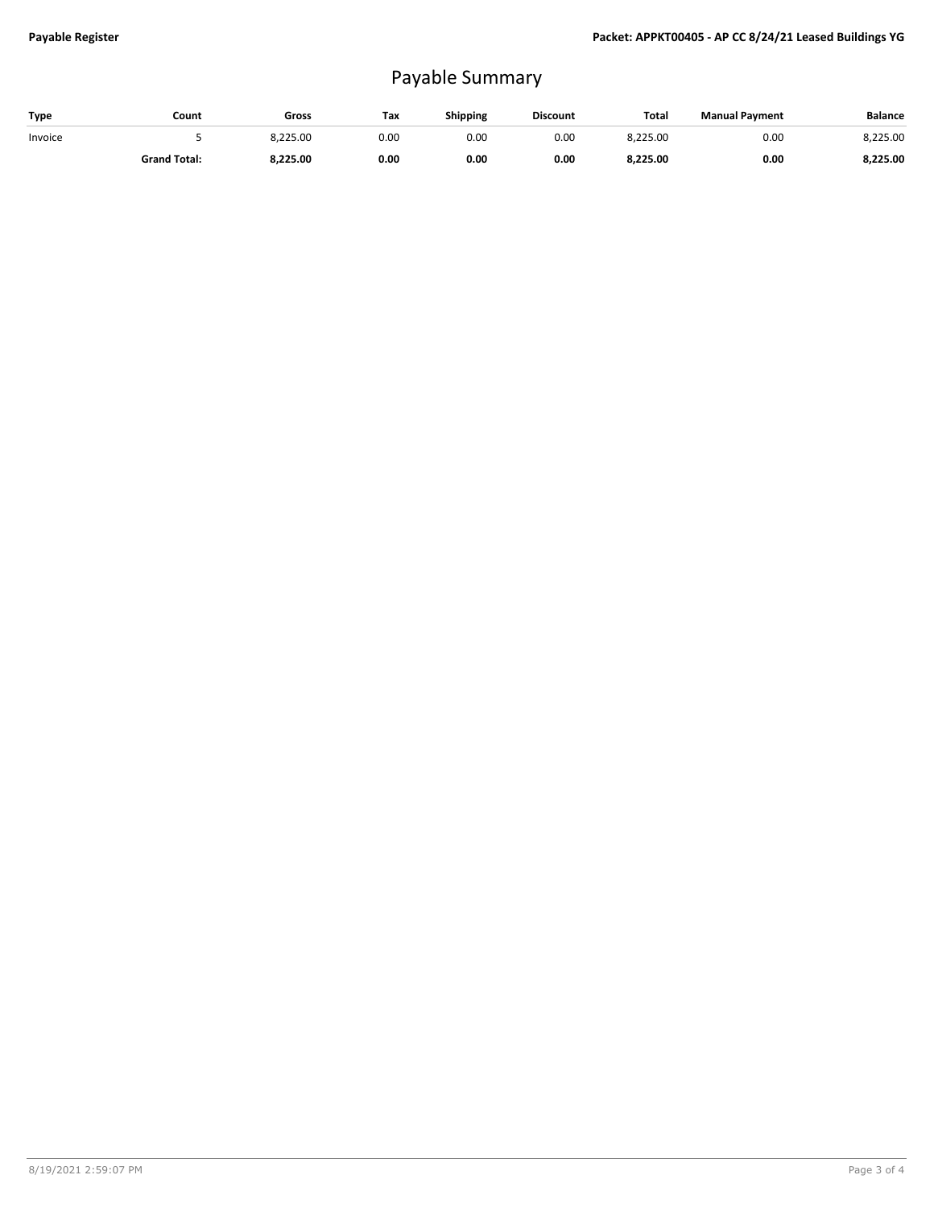# Payable Summary

| Type | Count | Gross | Tax | Shipping | Discount | Total | Manual Payment | Balance |
|---|---|---|---|---|---|---|---|---|
| Invoice | 5 | 8,225.00 | 0.00 | 0.00 | 0.00 | 8,225.00 | 0.00 | 8,225.00 |
| | **Grand Total:** | **8,225.00** | **0.00** | **0.00** | **0.00** | **8,225.00** | **0.00** | **8,225.00** |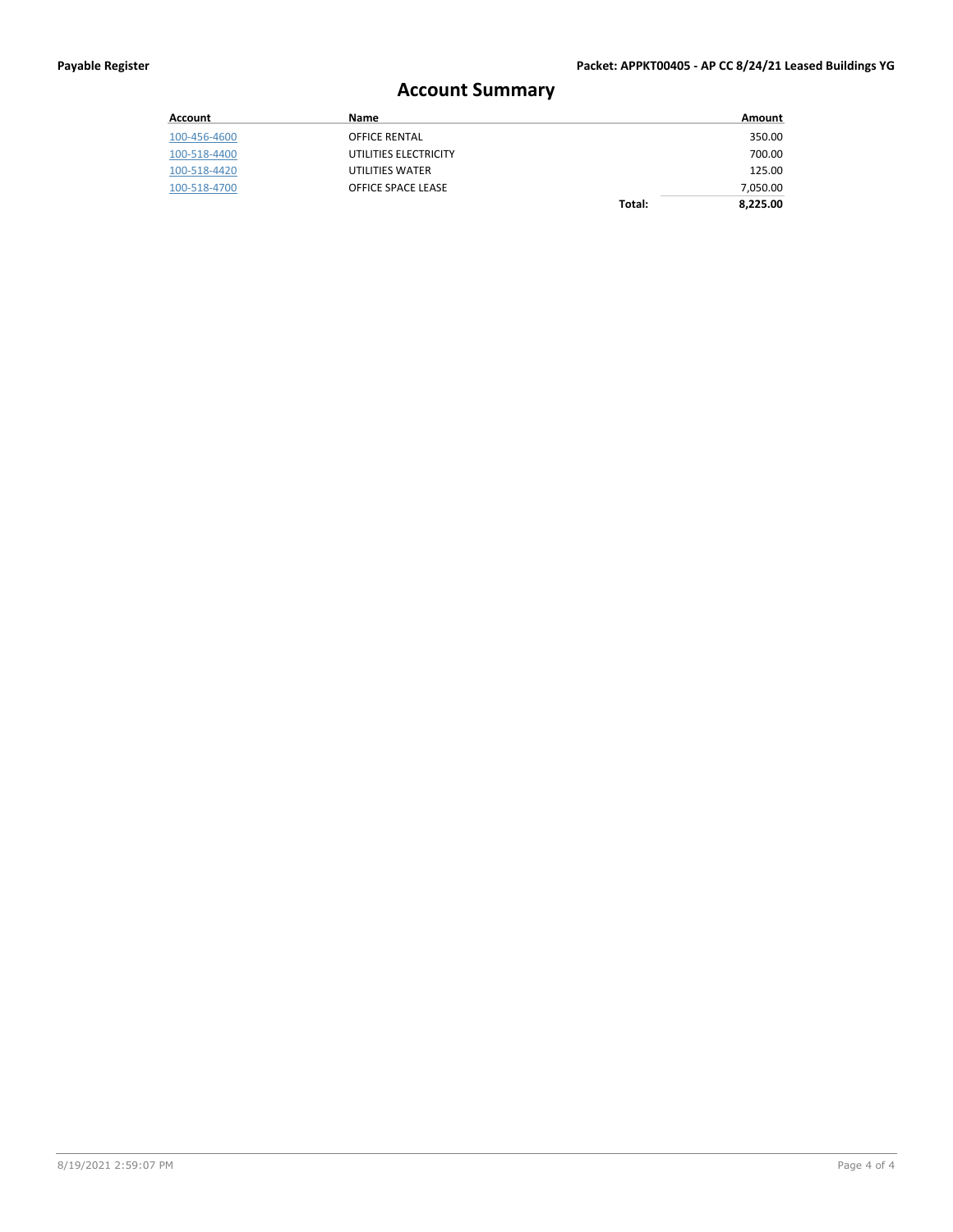# Account Summary

| Account | Name | | Amount |
|---|---|---|---|
| 100-456-4600 | OFFICE RENTAL | | 350.00 |
| 100-518-4400 | UTILITIES ELECTRICITY | | 700.00 |
| 100-518-4420 | UTILITIES WATER | | 125.00 |
| 100-518-4700 | OFFICE SPACE LEASE | | 7,050.00 |
| | | **Total:** | **8,225.00** |